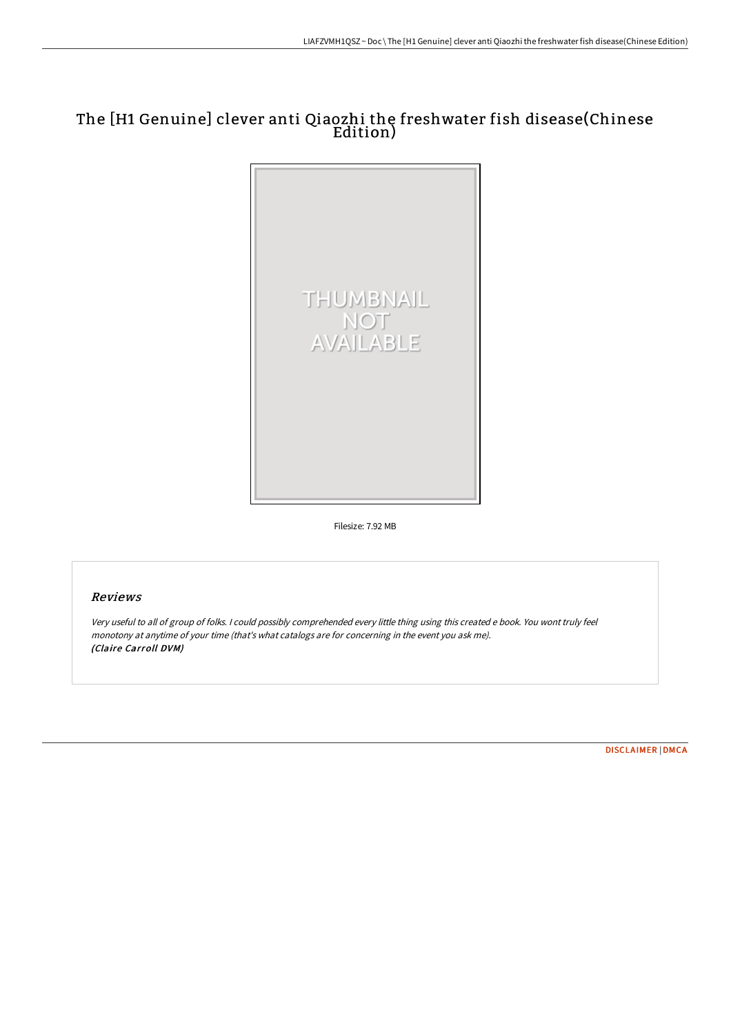# The [H1 Genuine] clever anti Qiaozhi the freshwater fish disease(Chinese Edition)

Filesize: 7.92 MB

## *Reviews*

*Very useful to all of group of folks. I could possibly comprehended every little thing using this created e book. You wont truly feel monotony at anytime of your time (that's what catalogs are for concerning in the event you ask me).*
***(Claire Carroll DVM)***

DISCLAIMER | DMCA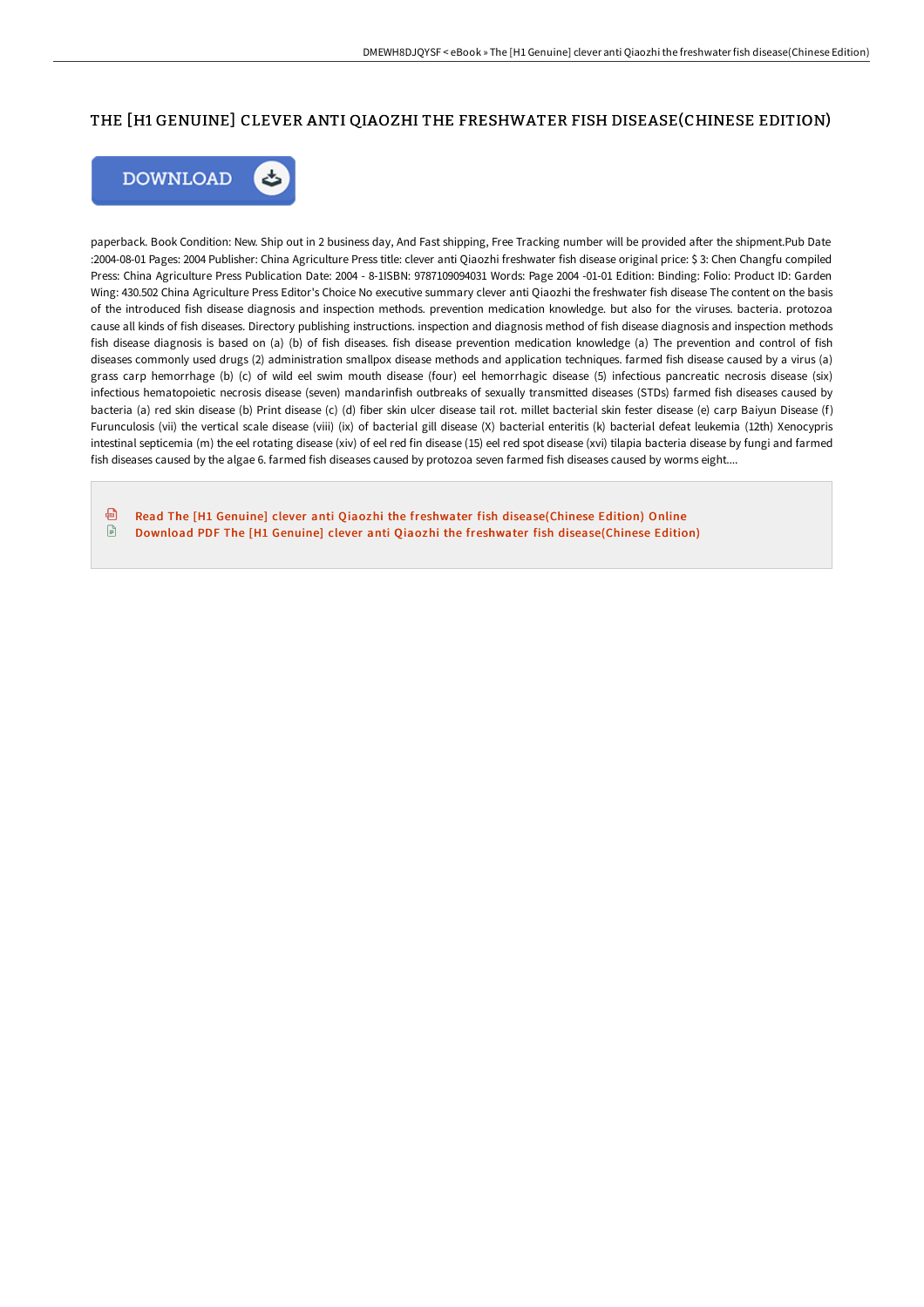# THE [H1 GENUINE] CLEVER ANTI QIAOZHI THE FRESHWATER FISH DISEASE(CHINESE EDITION)

DOWNLOAD

paperback. Book Condition: New. Ship out in 2 business day, And Fast shipping, Free Tracking number will be provided after the shipment.Pub Date :2004-08-01 Pages: 2004 Publisher: China Agriculture Press title: clever anti Qiaozhi freshwater fish disease original price: $ 3: Chen Changfu compiled Press: China Agriculture Press Publication Date: 2004 - 8-1ISBN: 9787109094031 Words: Page 2004 -01-01 Edition: Binding: Folio: Product ID: Garden Wing: 430.502 China Agriculture Press Editor's Choice No executive summary clever anti Qiaozhi the freshwater fish disease The content on the basis of the introduced fish disease diagnosis and inspection methods. prevention medication knowledge. but also for the viruses. bacteria. protozoa cause all kinds of fish diseases. Directory publishing instructions. inspection and diagnosis method of fish disease diagnosis and inspection methods fish disease diagnosis is based on (a) (b) of fish diseases. fish disease prevention medication knowledge (a) The prevention and control of fish diseases commonly used drugs (2) administration smallpox disease methods and application techniques. farmed fish disease caused by a virus (a) grass carp hemorrhage (b) (c) of wild eel swim mouth disease (four) eel hemorrhagic disease (5) infectious pancreatic necrosis disease (six) infectious hematopoietic necrosis disease (seven) mandarinfish outbreaks of sexually transmitted diseases (STDs) farmed fish diseases caused by bacteria (a) red skin disease (b) Print disease (c) (d) fiber skin ulcer disease tail rot. millet bacterial skin fester disease (e) carp Baiyun Disease (f) Furunculosis (vii) the vertical scale disease (viii) (ix) of bacterial gill disease (X) bacterial enteritis (k) bacterial defeat leukemia (12th) Xenocypris intestinal septicemia (m) the eel rotating disease (xiv) of eel red fin disease (15) eel red spot disease (xvi) tilapia bacteria disease by fungi and farmed fish diseases caused by the algae 6. farmed fish diseases caused by protozoa seven farmed fish diseases caused by worms eight....

Read The [H1 Genuine] clever anti Qiaozhi the freshwater fish disease(Chinese Edition) Online

Download PDF The [H1 Genuine] clever anti Qiaozhi the freshwater fish disease(Chinese Edition)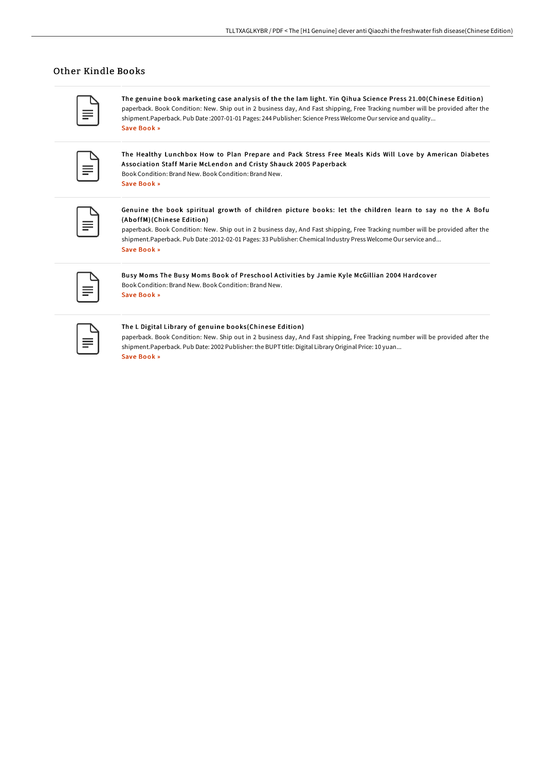## Other Kindle Books

**The genuine book marketing case analysis of the the lam light. Yin Qihua Science Press 21.00(Chinese Edition)**
paperback. Book Condition: New. Ship out in 2 business day, And Fast shipping, Free Tracking number will be provided after the shipment.Paperback. Pub Date :2007-01-01 Pages: 244 Publisher: Science Press Welcome Our service and quality...
Save Book »

**The Healthy Lunchbox How to Plan Prepare and Pack Stress Free Meals Kids Will Love by American Diabetes Association Staff Marie McLendon and Cristy Shauck 2005 Paperback**
Book Condition: Brand New. Book Condition: Brand New.
Save Book »

**Genuine the book spiritual growth of children picture books: let the children learn to say no the A Bofu (AboffM)(Chinese Edition)**
paperback. Book Condition: New. Ship out in 2 business day, And Fast shipping, Free Tracking number will be provided after the shipment.Paperback. Pub Date :2012-02-01 Pages: 33 Publisher: Chemical Industry Press Welcome Our service and...
Save Book »

**Busy Moms The Busy Moms Book of Preschool Activities by Jamie Kyle McGillian 2004 Hardcover**
Book Condition: Brand New. Book Condition: Brand New.
Save Book »

**The L Digital Library of genuine books(Chinese Edition)**
paperback. Book Condition: New. Ship out in 2 business day, And Fast shipping, Free Tracking number will be provided after the shipment.Paperback. Pub Date: 2002 Publisher: the BUPT title: Digital Library Original Price: 10 yuan...
Save Book »